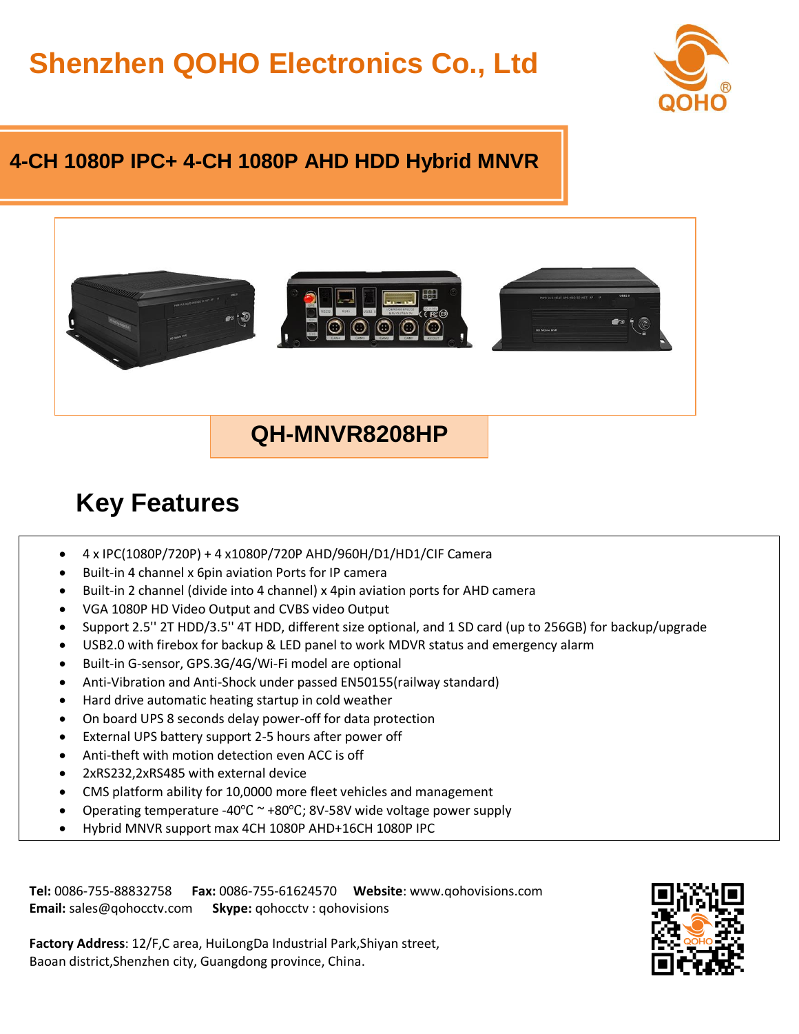# Shenzhen QOHO Electronics Co., Ltd

## 4-CH 1080P IPC+ 4-CH 1080P AHD HDD Hybrid MNVR

### QH-MNVR8208HP

## Key Features

- 4 x IPC(1080P/720P) + 4 x1080P/720P AHD/960H/D1/HD1/CIF Camera
- Built-in 4 channel x 6pin aviation Ports for IP camera
- Built-in 2 channel (divide into 4 channel) x 4pin aviation ports for AHD camera
- VGA 1080P HD Video Output and CVBS video Output
- Support 2.5'' 2T HDD/3.5'' 4T HDD, different size optional, and 1 SD card (up to 256GB) for backup/upgrade
- USB2.0 with firebox for backup & LED panel to work MDVR status and emergency alarm
- Built-in G-sensor, GPS.3G/4G/Wi-Fi model are optional
- Anti-Vibration and Anti-Shock under passed EN50155(railway standard)
- Hard drive automatic heating startup in cold weather
- On board UPS 8 seconds delay power-off for data protection
- External UPS battery support 2-5 hours after power off
- Anti-theft with motion detection even ACC is off
- 2xRS232,2xRS485 with external device
- CMS platform ability for 10,0000 more fleet vehicles and management
- Operating temperature -40℃ ~ +80℃; 8V-58V wide voltage power supply
- Hybrid MNVR support max 4CH 1080P AHD+16CH 1080P IPC

**Tel:** 0086-755-88832758 **Fax:** 0086-755-61624570 **Website**: www.qohovisions.com
**Email:** sales@qohocctv.com **Skype:** qohocctv : qohovisions

**Factory Address**: 12/F,C area, HuiLongDa Industrial Park,Shiyan street, Baoan district,Shenzhen city, Guangdong province, China.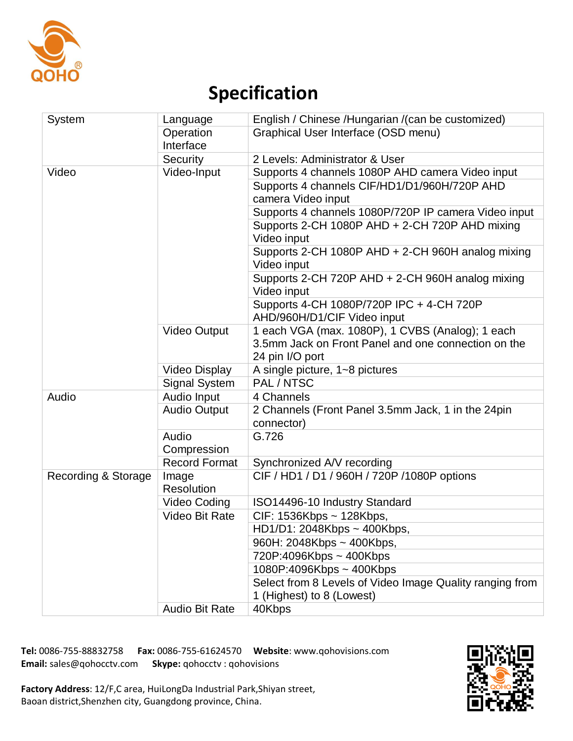# Specification

| System | Language | English / Chinese /Hungarian /(can be customized) |
|---|---|---|
| | Operation Interface | Graphical User Interface (OSD menu) |
| | Security | 2 Levels: Administrator & User |
| Video | Video-Input | Supports 4 channels 1080P AHD camera Video input |
| | | Supports 4 channels CIF/HD1/D1/960H/720P AHD camera Video input |
| | | Supports 4 channels 1080P/720P IP camera Video input |
| | | Supports 2-CH 1080P AHD + 2-CH 720P AHD mixing Video input |
| | | Supports 2-CH 1080P AHD + 2-CH 960H analog mixing Video input |
| | | Supports 2-CH 720P AHD + 2-CH 960H analog mixing Video input |
| | | Supports 4-CH 1080P/720P IPC + 4-CH 720P AHD/960H/D1/CIF Video input |
| | Video Output | 1 each VGA (max. 1080P), 1 CVBS (Analog); 1 each 3.5mm Jack on Front Panel and one connection on the 24 pin I/O port |
| | Video Display | A single picture, 1~8 pictures |
| | Signal System | PAL / NTSC |
| Audio | Audio Input | 4 Channels |
| | Audio Output | 2 Channels (Front Panel 3.5mm Jack, 1 in the 24pin connector) |
| | Audio Compression | G.726 |
| | Record Format | Synchronized A/V recording |
| Recording & Storage | Image Resolution | CIF / HD1 / D1 / 960H / 720P /1080P options |
| | Video Coding | ISO14496-10 Industry Standard |
| | Video Bit Rate | CIF: 1536Kbps ~ 128Kbps, |
| | | HD1/D1: 2048Kbps ~ 400Kbps, |
| | | 960H: 2048Kbps ~ 400Kbps, |
| | | 720P:4096Kbps ~ 400Kbps |
| | | 1080P:4096Kbps ~ 400Kbps |
| | | Select from 8 Levels of Video Image Quality ranging from 1 (Highest) to 8 (Lowest) |
| | Audio Bit Rate | 40Kbps |

**Tel:** 0086-755-88832758 **Fax:** 0086-755-61624570 **Website**: www.qohovisions.com
**Email:** sales@qohocctv.com **Skype:** qohocctv : qohovisions

**Factory Address**: 12/F,C area, HuiLongDa Industrial Park,Shiyan street, Baoan district,Shenzhen city, Guangdong province, China.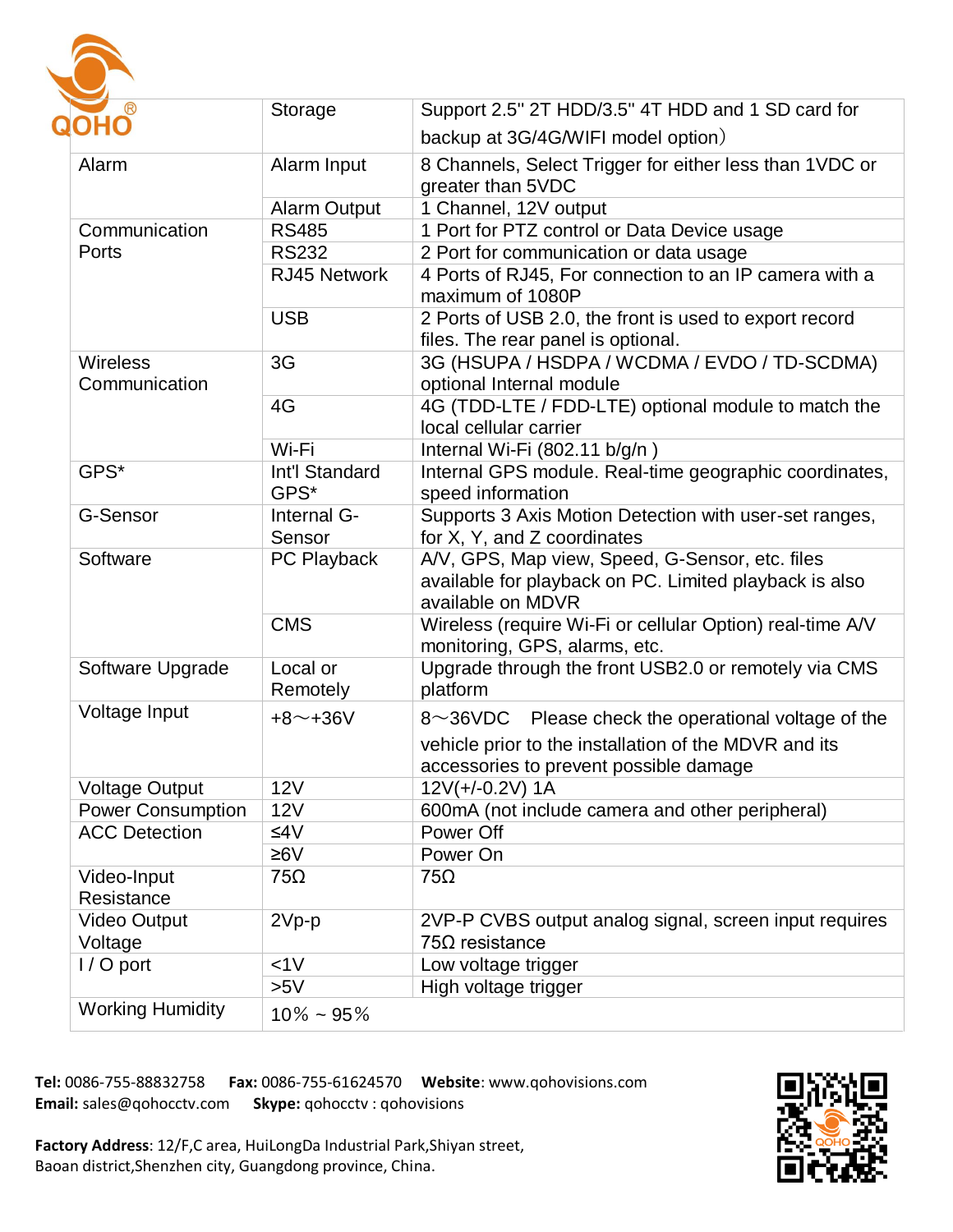| | Storage | Support 2.5" 2T HDD/3.5" 4T HDD and 1 SD card for backup at 3G/4G/WIFI model option） |
|---|---|---|
| Alarm | Alarm Input | 8 Channels, Select Trigger for either less than 1VDC or greater than 5VDC |
| | Alarm Output | 1 Channel, 12V output |
| Communication Ports | RS485 | 1 Port for PTZ control or Data Device usage |
| | RS232 | 2 Port for communication or data usage |
| | RJ45 Network | 4 Ports of RJ45, For connection to an IP camera with a maximum of 1080P |
| | USB | 2 Ports of USB 2.0, the front is used to export record files. The rear panel is optional. |
| Wireless Communication | 3G | 3G (HSUPA / HSDPA / WCDMA / EVDO / TD-SCDMA) optional Internal module |
| | 4G | 4G (TDD-LTE / FDD-LTE) optional module to match the local cellular carrier |
| | Wi-Fi | Internal Wi-Fi (802.11 b/g/n ) |
| GPS* | Int'l Standard GPS* | Internal GPS module. Real-time geographic coordinates, speed information |
| G-Sensor | Internal G-Sensor | Supports 3 Axis Motion Detection with user-set ranges, for X, Y, and Z coordinates |
| Software | PC Playback | A/V, GPS, Map view, Speed, G-Sensor, etc. files available for playback on PC. Limited playback is also available on MDVR |
| | CMS | Wireless (require Wi-Fi or cellular Option) real-time A/V monitoring, GPS, alarms, etc. |
| Software Upgrade | Local or Remotely | Upgrade through the front USB2.0 or remotely via CMS platform |
| Voltage Input | +8～+36V | 8～36VDC Please check the operational voltage of the vehicle prior to the installation of the MDVR and its accessories to prevent possible damage |
| Voltage Output | 12V | 12V(+/-0.2V) 1A |
| Power Consumption | 12V | 600mA (not include camera and other peripheral) |
| ACC Detection | ≤4V | Power Off |
| | ≥6V | Power On |
| Video-Input Resistance | 75Ω | 75Ω |
| Video Output Voltage | 2Vp-p | 2VP-P CVBS output analog signal, screen input requires 75Ω resistance |
| I / O port | <1V | Low voltage trigger |
| | >5V | High voltage trigger |
| Working Humidity | 10% ~ 95% | |

**Tel:** 0086-755-88832758 **Fax:** 0086-755-61624570 **Website**: www.qohovisions.com
**Email:** sales@qohocctv.com **Skype:** qohocctv : qohovisions

**Factory Address**: 12/F,C area, HuiLongDa Industrial Park,Shiyan street, Baoan district,Shenzhen city, Guangdong province, China.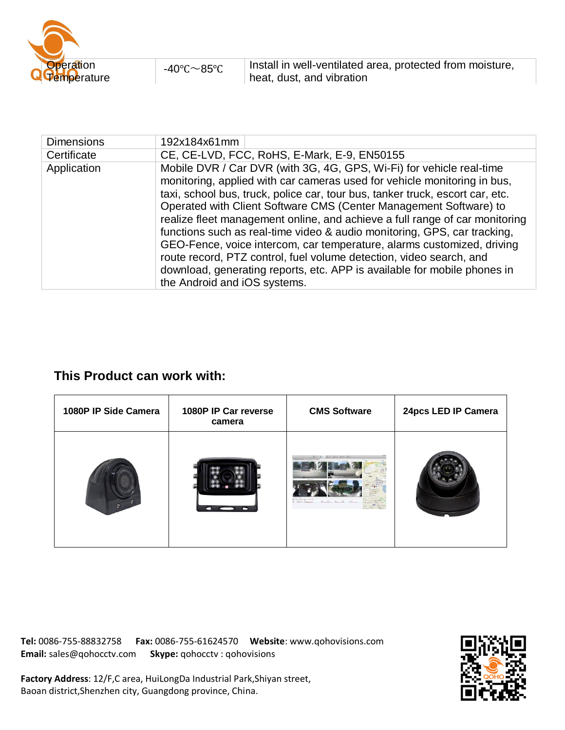| | | |
|---|---|---|
| Operation Temperature | -40℃~85℃ | Install in well-ventilated area, protected from moisture, heat, dust, and vibration |

| | | |
|---|---|---|
| Dimensions | 192x184x61mm | |
| Certificate | CE, CE-LVD, FCC, RoHS, E-Mark, E-9, EN50155 | |
| Application | Mobile DVR / Car DVR (with 3G, 4G, GPS, Wi-Fi) for vehicle real-time monitoring, applied with car cameras used for vehicle monitoring in bus, taxi, school bus, truck, police car, tour bus, tanker truck, escort car, etc. Operated with Client Software CMS (Center Management Software) to realize fleet management online, and achieve a full range of car monitoring functions such as real-time video & audio monitoring, GPS, car tracking, GEO-Fence, voice intercom, car temperature, alarms customized, driving route record, PTZ control, fuel volume detection, video search, and download, generating reports, etc. APP is available for mobile phones in the Android and iOS systems. | |

## This Product can work with:

| 1080P IP Side Camera | 1080P IP Car reverse camera | CMS Software | 24pcs LED IP Camera |
|---|---|---|---|
| | | | |

**Tel:** 0086-755-88832758 **Fax:** 0086-755-61624570 **Website**: www.qohovisions.com
**Email:** sales@qohocctv.com **Skype:** qohocctv : qohovisions

**Factory Address**: 12/F,C area, HuiLongDa Industrial Park,Shiyan street, Baoan district,Shenzhen city, Guangdong province, China.